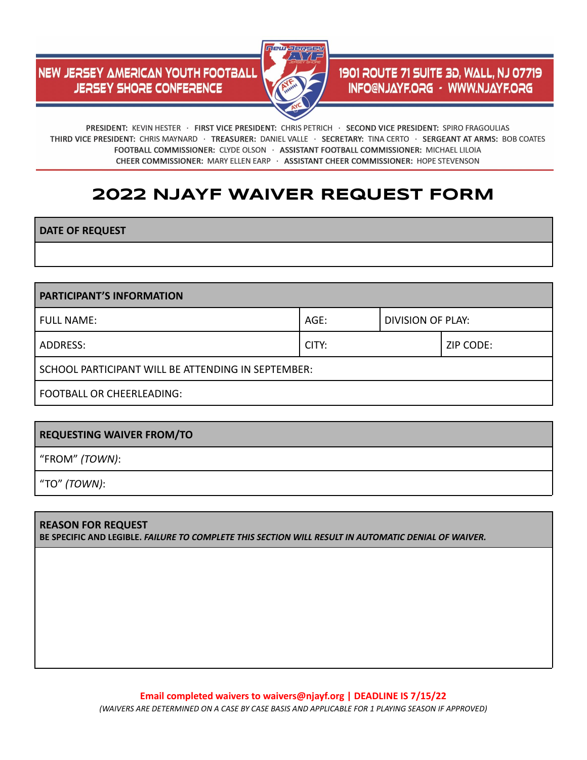NEW JERSEY AMERICAN YOUTH FOOTBALL
JERSEY SHORE CONFERENCE

1901 ROUTE 71 SUITE 3D, WALL, NJ 07719
INFO@NJAYF.ORG · WWW.NJAYF.ORG

**PRESIDENT:** KEVIN HESTER · **FIRST VICE PRESIDENT:** CHRIS PETRICH · **SECOND VICE PRESIDENT:** SPIRO FRAGOULIAS
**THIRD VICE PRESIDENT:** CHRIS MAYNARD · **TREASURER:** DANIEL VALLE · **SECRETARY:** TINA CERTO · **SERGEANT AT ARMS:** BOB COATES
**FOOTBALL COMMISSIONER:** CLYDE OLSON · **ASSISTANT FOOTBALL COMMISSIONER:** MICHAEL LILOIA
**CHEER COMMISSIONER:** MARY ELLEN EARP · **ASSISTANT CHEER COMMISSIONER:** HOPE STEVENSON

# 2022 NJAYF WAIVER REQUEST FORM

| **DATE OF REQUEST** |
|---|
| |

| **PARTICIPANT'S INFORMATION** | | | |
|---|---|---|---|
| FULL NAME: | AGE: | DIVISION OF PLAY: | |
| ADDRESS: | CITY: | | ZIP CODE: |
| SCHOOL PARTICIPANT WILL BE ATTENDING IN SEPTEMBER: | | | |
| FOOTBALL OR CHEERLEADING: | | | |

| **REQUESTING WAIVER FROM/TO** |
|---|
| "FROM" *(TOWN)*: |
| "TO" *(TOWN)*: |

| **REASON FOR REQUEST**<br>**BE SPECIFIC AND LEGIBLE. *FAILURE TO COMPLETE THIS SECTION WILL RESULT IN AUTOMATIC DENIAL OF WAIVER.*** |
|---|
| |

**Email completed waivers to waivers@njayf.org | DEADLINE IS 7/15/22**

*(WAIVERS ARE DETERMINED ON A CASE BY CASE BASIS AND APPLICABLE FOR 1 PLAYING SEASON IF APPROVED)*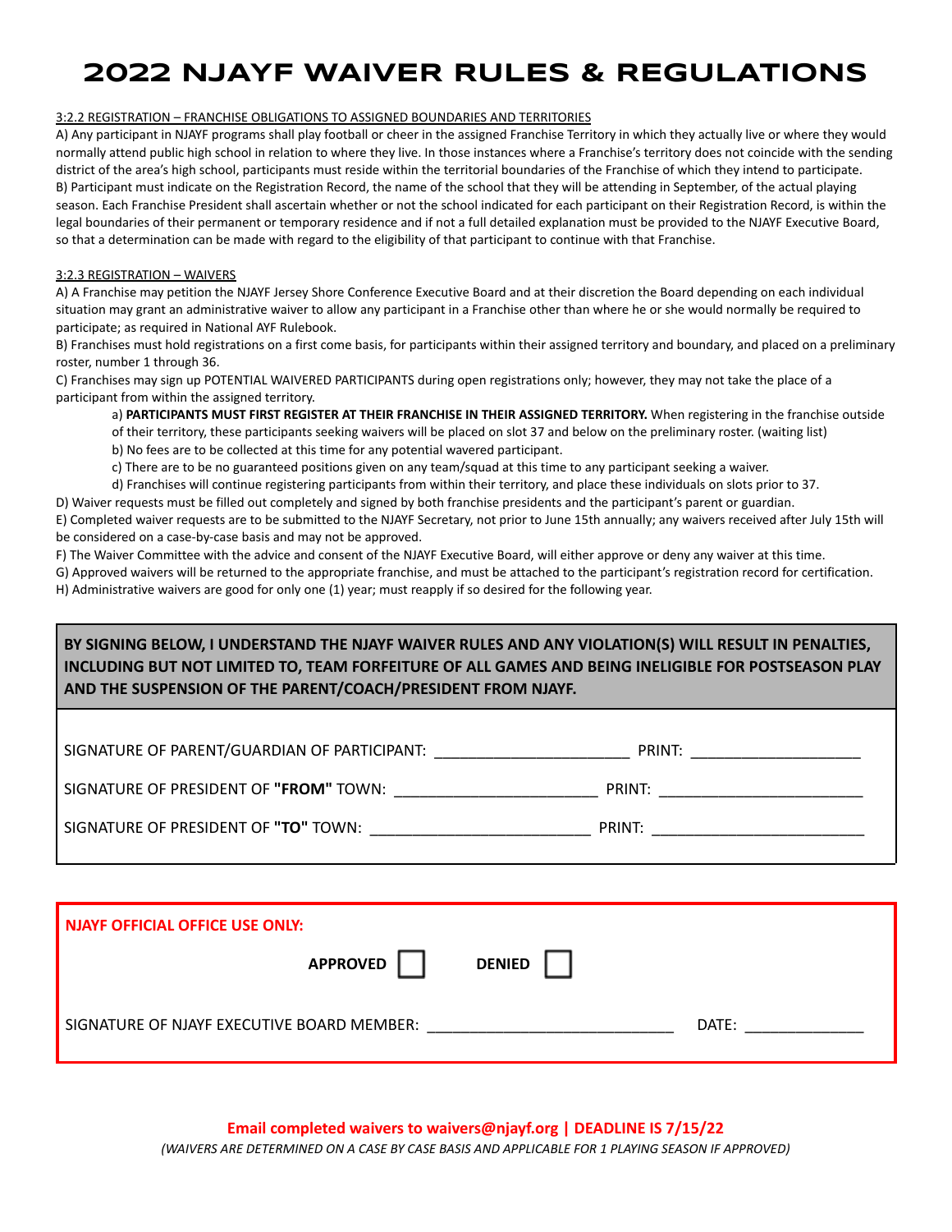# 2022 NJAYF WAIVER RULES & REGULATIONS

3:2.2 REGISTRATION – FRANCHISE OBLIGATIONS TO ASSIGNED BOUNDARIES AND TERRITORIES

A) Any participant in NJAYF programs shall play football or cheer in the assigned Franchise Territory in which they actually live or where they would normally attend public high school in relation to where they live. In those instances where a Franchise's territory does not coincide with the sending district of the area's high school, participants must reside within the territorial boundaries of the Franchise of which they intend to participate.
B) Participant must indicate on the Registration Record, the name of the school that they will be attending in September, of the actual playing season. Each Franchise President shall ascertain whether or not the school indicated for each participant on their Registration Record, is within the legal boundaries of their permanent or temporary residence and if not a full detailed explanation must be provided to the NJAYF Executive Board, so that a determination can be made with regard to the eligibility of that participant to continue with that Franchise.

3:2.3 REGISTRATION – WAIVERS

A) A Franchise may petition the NJAYF Jersey Shore Conference Executive Board and at their discretion the Board depending on each individual situation may grant an administrative waiver to allow any participant in a Franchise other than where he or she would normally be required to participate; as required in National AYF Rulebook.
B) Franchises must hold registrations on a first come basis, for participants within their assigned territory and boundary, and placed on a preliminary roster, number 1 through 36.
C) Franchises may sign up POTENTIAL WAIVERED PARTICIPANTS during open registrations only; however, they may not take the place of a participant from within the assigned territory.

a) **PARTICIPANTS MUST FIRST REGISTER AT THEIR FRANCHISE IN THEIR ASSIGNED TERRITORY.** When registering in the franchise outside of their territory, these participants seeking waivers will be placed on slot 37 and below on the preliminary roster. (waiting list)
b) No fees are to be collected at this time for any potential wavered participant.
c) There are to be no guaranteed positions given on any team/squad at this time to any participant seeking a waiver.
d) Franchises will continue registering participants from within their territory, and place these individuals on slots prior to 37.

D) Waiver requests must be filled out completely and signed by both franchise presidents and the participant's parent or guardian.
E) Completed waiver requests are to be submitted to the NJAYF Secretary, not prior to June 15th annually; any waivers received after July 15th will be considered on a case-by-case basis and may not be approved.
F) The Waiver Committee with the advice and consent of the NJAYF Executive Board, will either approve or deny any waiver at this time.
G) Approved waivers will be returned to the appropriate franchise, and must be attached to the participant's registration record for certification.
H) Administrative waivers are good for only one (1) year; must reapply if so desired for the following year.

**BY SIGNING BELOW, I UNDERSTAND THE NJAYF WAIVER RULES AND ANY VIOLATION(S) WILL RESULT IN PENALTIES, INCLUDING BUT NOT LIMITED TO, TEAM FORFEITURE OF ALL GAMES AND BEING INELIGIBLE FOR POSTSEASON PLAY AND THE SUSPENSION OF THE PARENT/COACH/PRESIDENT FROM NJAYF.**

SIGNATURE OF PARENT/GUARDIAN OF PARTICIPANT: ______________________ PRINT: ___________________

SIGNATURE OF PRESIDENT OF **"FROM"** TOWN: ______________________ PRINT: ______________________

SIGNATURE OF PRESIDENT OF **"TO"** TOWN: ________________________ PRINT: ______________________

**NJAYF OFFICIAL OFFICE USE ONLY:**

**APPROVED** ☐ **DENIED** ☐

SIGNATURE OF NJAYF EXECUTIVE BOARD MEMBER: ___________________________ DATE: _____________

**Email completed waivers to waivers@njayf.org | DEADLINE IS 7/15/22**

*(WAIVERS ARE DETERMINED ON A CASE BY CASE BASIS AND APPLICABLE FOR 1 PLAYING SEASON IF APPROVED)*